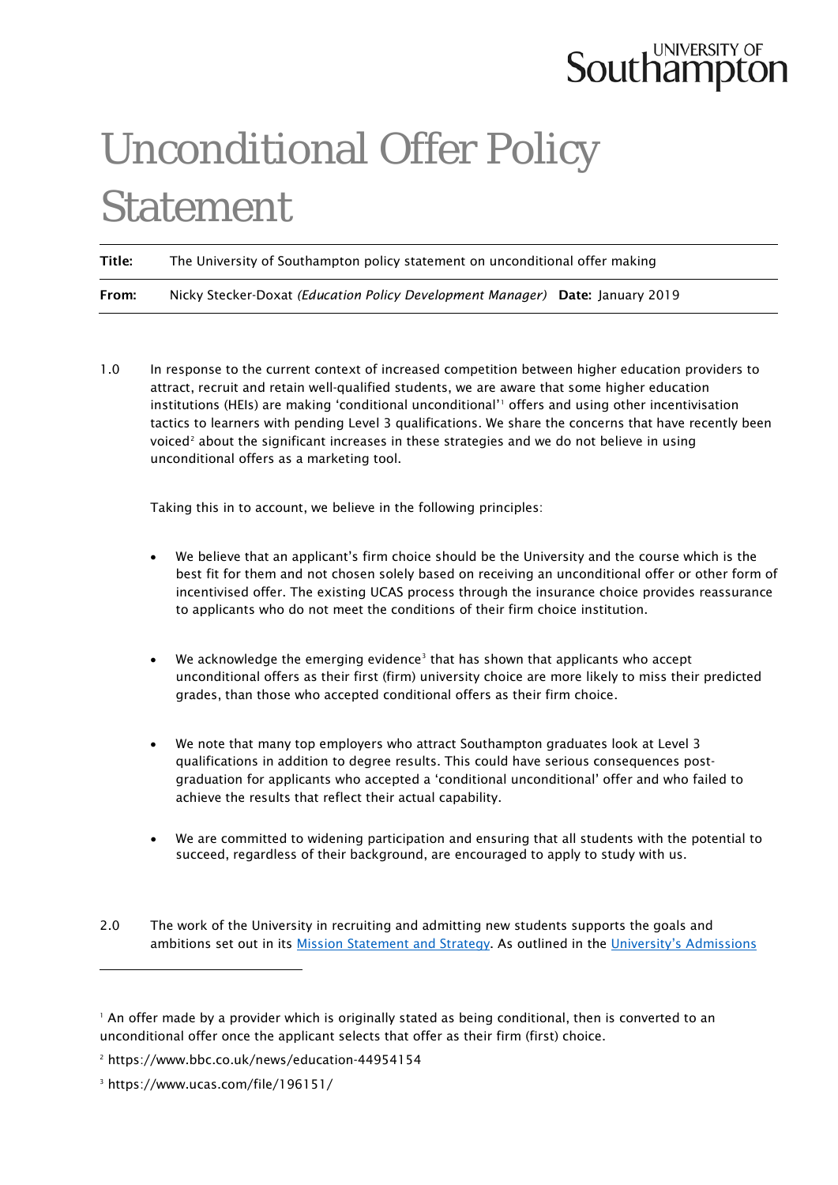UNIVERSITY OF Southampton

# Unconditional Offer Policy Statement

| | |
|---|---|
| **Title:** | The University of Southampton policy statement on unconditional offer making |
| **From:** | Nicky Stecker-Doxat *(Education Policy Development Manager)* **Date:** January 2019 |

1.0 In response to the current context of increased competition between higher education providers to attract, recruit and retain well-qualified students, we are aware that some higher education institutions (HEIs) are making 'conditional unconditional'[1] offers and using other incentivisation tactics to learners with pending Level 3 qualifications. We share the concerns that have recently been voiced[2] about the significant increases in these strategies and we do not believe in using unconditional offers as a marketing tool.

Taking this in to account, we believe in the following principles:

- We believe that an applicant's firm choice should be the University and the course which is the best fit for them and not chosen solely based on receiving an unconditional offer or other form of incentivised offer. The existing UCAS process through the insurance choice provides reassurance to applicants who do not meet the conditions of their firm choice institution.

- We acknowledge the emerging evidence[3] that has shown that applicants who accept unconditional offers as their first (firm) university choice are more likely to miss their predicted grades, than those who accepted conditional offers as their firm choice.

- We note that many top employers who attract Southampton graduates look at Level 3 qualifications in addition to degree results. This could have serious consequences post-graduation for applicants who accepted a 'conditional unconditional' offer and who failed to achieve the results that reflect their actual capability.

- We are committed to widening participation and ensuring that all students with the potential to succeed, regardless of their background, are encouraged to apply to study with us.

2.0 The work of the University in recruiting and admitting new students supports the goals and ambitions set out in its Mission Statement and Strategy. As outlined in the University's Admissions

---

[1] An offer made by a provider which is originally stated as being conditional, then is converted to an unconditional offer once the applicant selects that offer as their firm (first) choice.

[2] https://www.bbc.co.uk/news/education-44954154

[3] https://www.ucas.com/file/196151/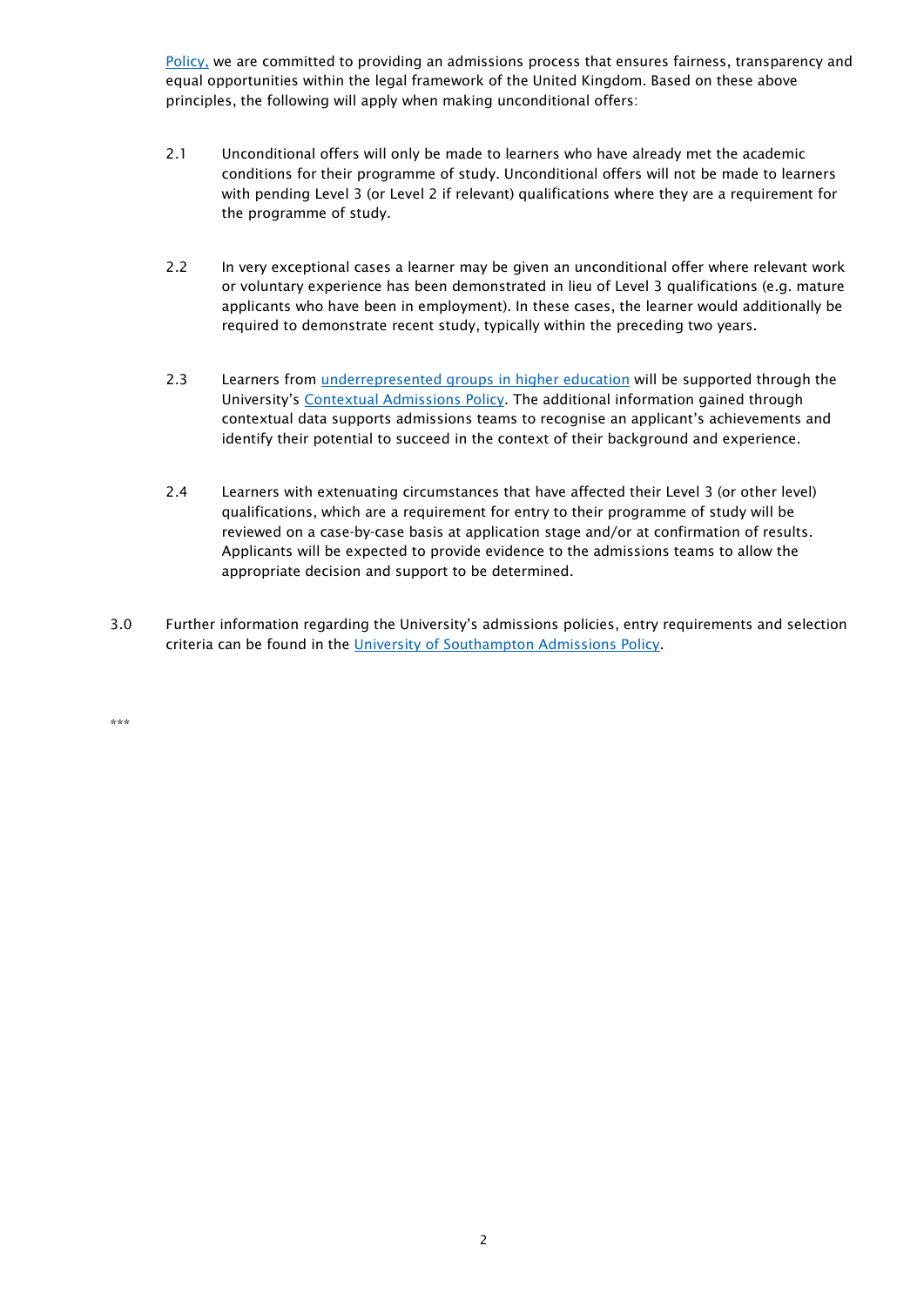Policy, we are committed to providing an admissions process that ensures fairness, transparency and equal opportunities within the legal framework of the United Kingdom. Based on these above principles, the following will apply when making unconditional offers:

2.1 Unconditional offers will only be made to learners who have already met the academic conditions for their programme of study. Unconditional offers will not be made to learners with pending Level 3 (or Level 2 if relevant) qualifications where they are a requirement for the programme of study.

2.2 In very exceptional cases a learner may be given an unconditional offer where relevant work or voluntary experience has been demonstrated in lieu of Level 3 qualifications (e.g. mature applicants who have been in employment). In these cases, the learner would additionally be required to demonstrate recent study, typically within the preceding two years.

2.3 Learners from underrepresented groups in higher education will be supported through the University's Contextual Admissions Policy. The additional information gained through contextual data supports admissions teams to recognise an applicant's achievements and identify their potential to succeed in the context of their background and experience.

2.4 Learners with extenuating circumstances that have affected their Level 3 (or other level) qualifications, which are a requirement for entry to their programme of study will be reviewed on a case-by-case basis at application stage and/or at confirmation of results. Applicants will be expected to provide evidence to the admissions teams to allow the appropriate decision and support to be determined.

3.0 Further information regarding the University's admissions policies, entry requirements and selection criteria can be found in the University of Southampton Admissions Policy.

***